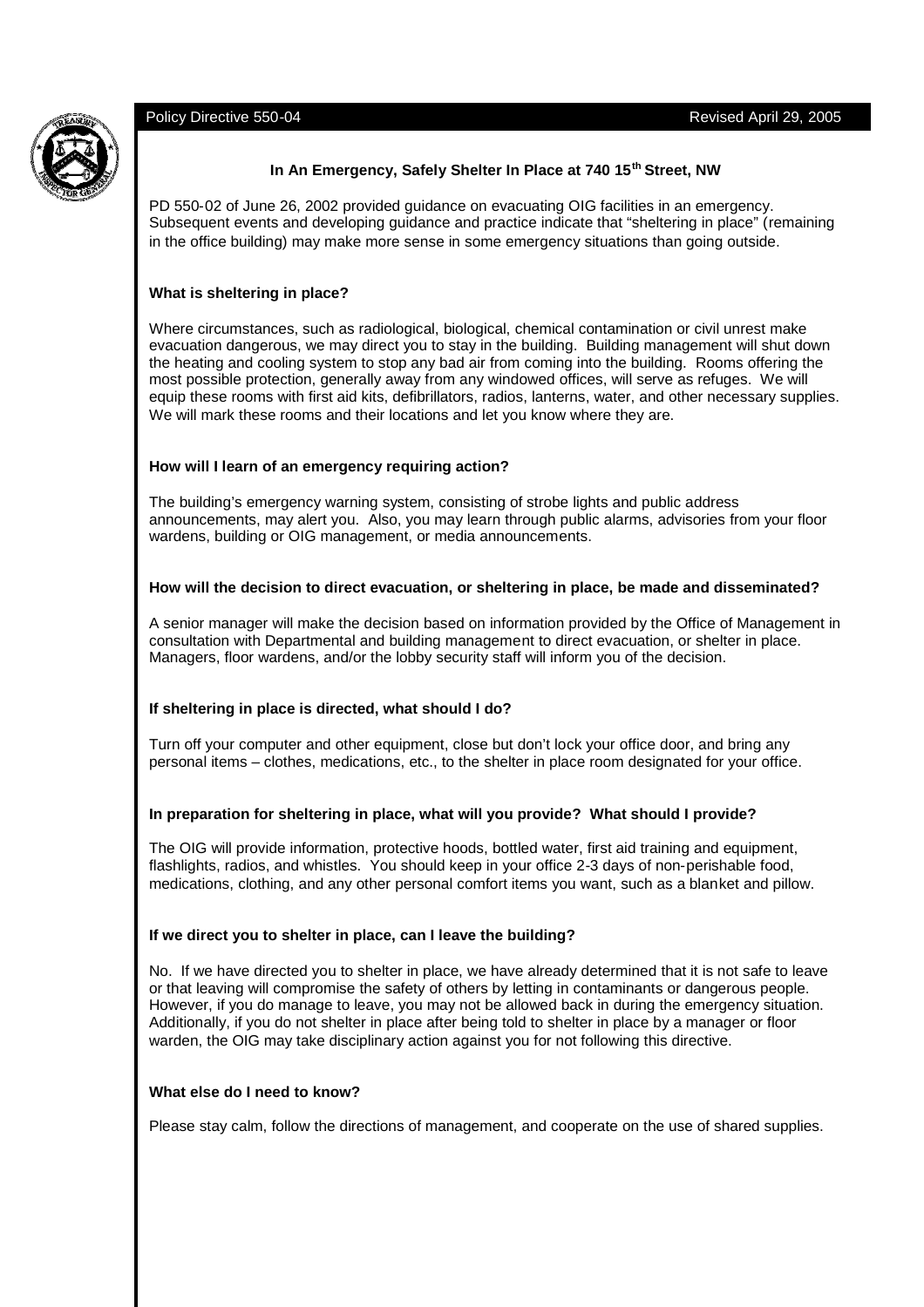Policy Directive 550-04 Revised April 29, 2005

# In An Emergency, Safely Shelter In Place at 740 15th Street, NW

PD 550-02 of June 26, 2002 provided guidance on evacuating OIG facilities in an emergency. Subsequent events and developing guidance and practice indicate that "sheltering in place" (remaining in the office building) may make more sense in some emergency situations than going outside.

## What is sheltering in place?

Where circumstances, such as radiological, biological, chemical contamination or civil unrest make evacuation dangerous, we may direct you to stay in the building. Building management will shut down the heating and cooling system to stop any bad air from coming into the building. Rooms offering the most possible protection, generally away from any windowed offices, will serve as refuges. We will equip these rooms with first aid kits, defibrillators, radios, lanterns, water, and other necessary supplies. We will mark these rooms and their locations and let you know where they are.

## How will I learn of an emergency requiring action?

The building's emergency warning system, consisting of strobe lights and public address announcements, may alert you. Also, you may learn through public alarms, advisories from your floor wardens, building or OIG management, or media announcements.

## How will the decision to direct evacuation, or sheltering in place, be made and disseminated?

A senior manager will make the decision based on information provided by the Office of Management in consultation with Departmental and building management to direct evacuation, or shelter in place. Managers, floor wardens, and/or the lobby security staff will inform you of the decision.

## If sheltering in place is directed, what should I do?

Turn off your computer and other equipment, close but don't lock your office door, and bring any personal items – clothes, medications, etc., to the shelter in place room designated for your office.

## In preparation for sheltering in place, what will you provide? What should I provide?

The OIG will provide information, protective hoods, bottled water, first aid training and equipment, flashlights, radios, and whistles. You should keep in your office 2-3 days of non-perishable food, medications, clothing, and any other personal comfort items you want, such as a blanket and pillow.

## If we direct you to shelter in place, can I leave the building?

No. If we have directed you to shelter in place, we have already determined that it is not safe to leave or that leaving will compromise the safety of others by letting in contaminants or dangerous people. However, if you do manage to leave, you may not be allowed back in during the emergency situation. Additionally, if you do not shelter in place after being told to shelter in place by a manager or floor warden, the OIG may take disciplinary action against you for not following this directive.

## What else do I need to know?

Please stay calm, follow the directions of management, and cooperate on the use of shared supplies.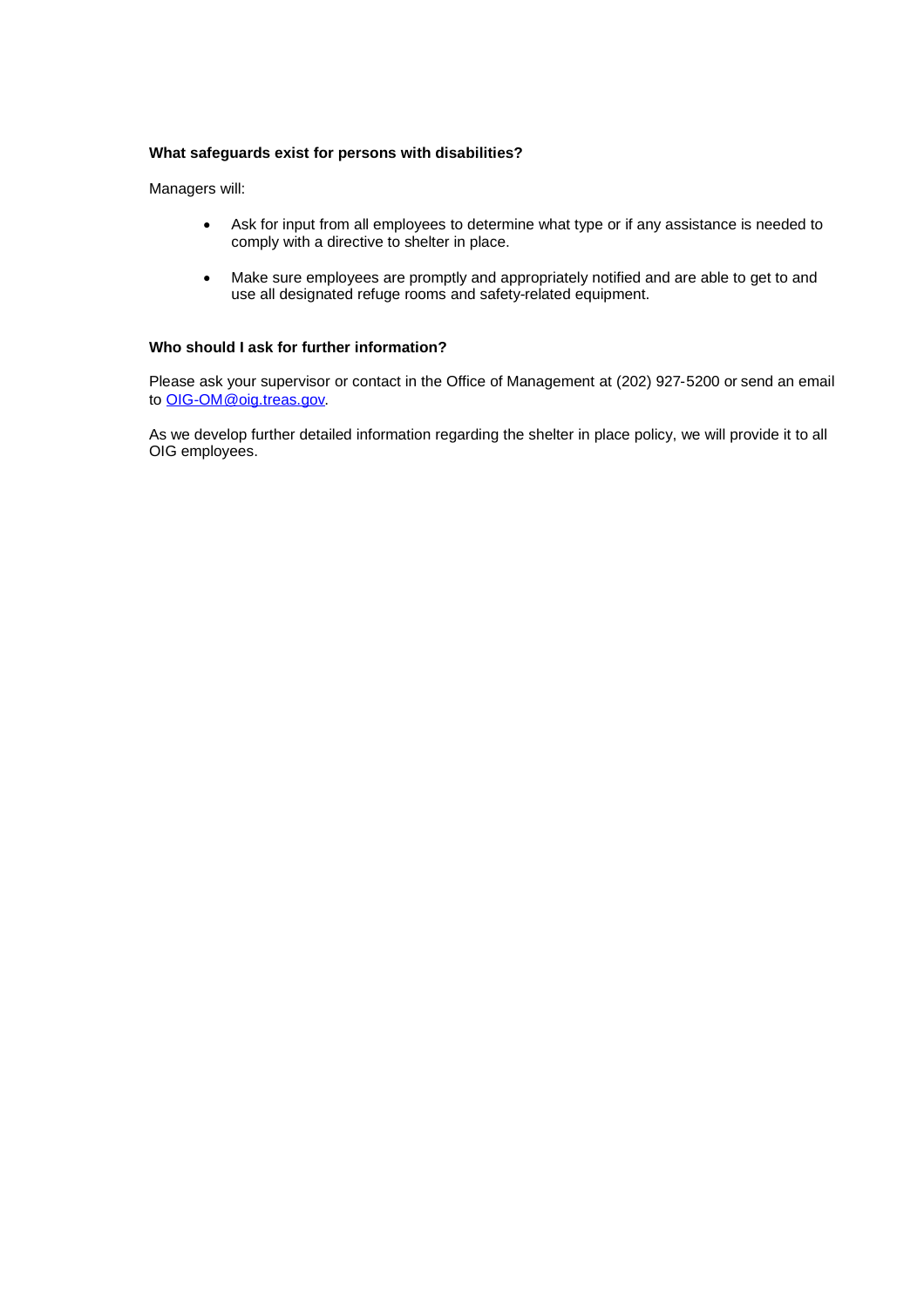**What safeguards exist for persons with disabilities?**

Managers will:

- Ask for input from all employees to determine what type or if any assistance is needed to comply with a directive to shelter in place.

- Make sure employees are promptly and appropriately notified and are able to get to and use all designated refuge rooms and safety-related equipment.

**Who should I ask for further information?**

Please ask your supervisor or contact in the Office of Management at (202) 927-5200 or send an email to OIG-OM@oig.treas.gov.

As we develop further detailed information regarding the shelter in place policy, we will provide it to all OIG employees.